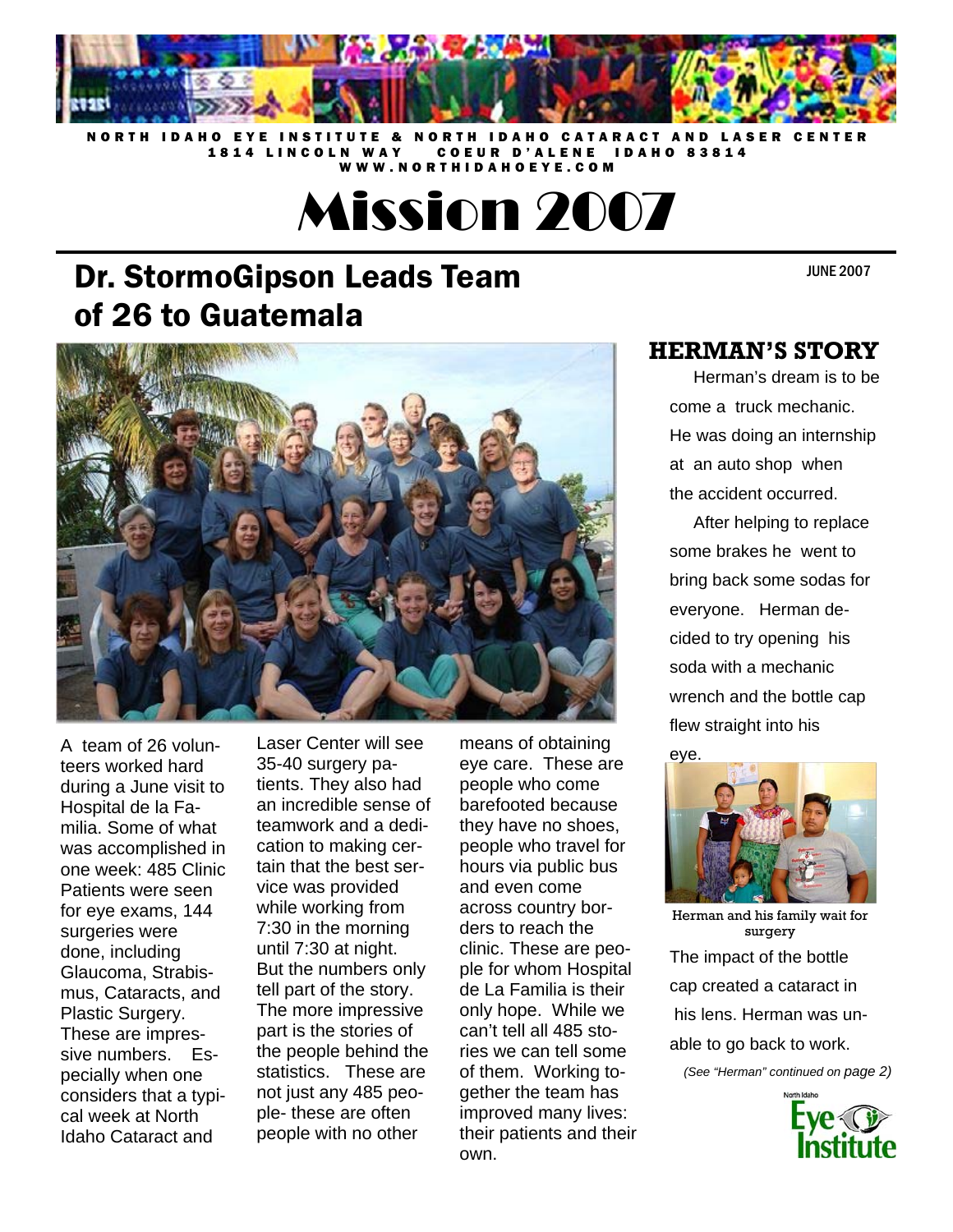NORTH IDAHO EYE INSTITUTE & NORTH IDAHO CATARACT AND LASER CENTER
1814 LINCOLN WAY COEUR D'ALENE IDAHO 83814
WWW.NORTHIDAHOEYE.COM

# Mission 2007

JUNE 2007

## Dr. StormoGipson Leads Team of 26 to Guatemala

A team of 26 volunteers worked hard during a June visit to Hospital de la Familia. Some of what was accomplished in one week: 485 Clinic Patients were seen for eye exams, 144 surgeries were done, including Glaucoma, Strabismus, Cataracts, and Plastic Surgery. These are impressive numbers. Especially when one considers that a typical week at North Idaho Cataract and Laser Center will see 35-40 surgery patients. They also had an incredible sense of teamwork and a dedication to making certain that the best service was provided while working from 7:30 in the morning until 7:30 at night. But the numbers only tell part of the story. The more impressive part is the stories of the people behind the statistics. These are not just any 485 people- these are often people with no other means of obtaining eye care. These are people who come barefooted because they have no shoes, people who travel for hours via public bus and even come across country borders to reach the clinic. These are people for whom Hospital de La Familia is their only hope. While we can't tell all 485 stories we can tell some of them. Working together the team has improved many lives: their patients and their own.

### HERMAN'S STORY

Herman's dream is to become a truck mechanic. He was doing an internship at an auto shop when the accident occurred.

After helping to replace some brakes he went to bring back some sodas for everyone. Herman decided to try opening his soda with a mechanic wrench and the bottle cap flew straight into his eye.

Herman and his family wait for surgery

The impact of the bottle cap created a cataract in his lens. Herman was unable to go back to work.

*(See "Herman" continued on page 2)*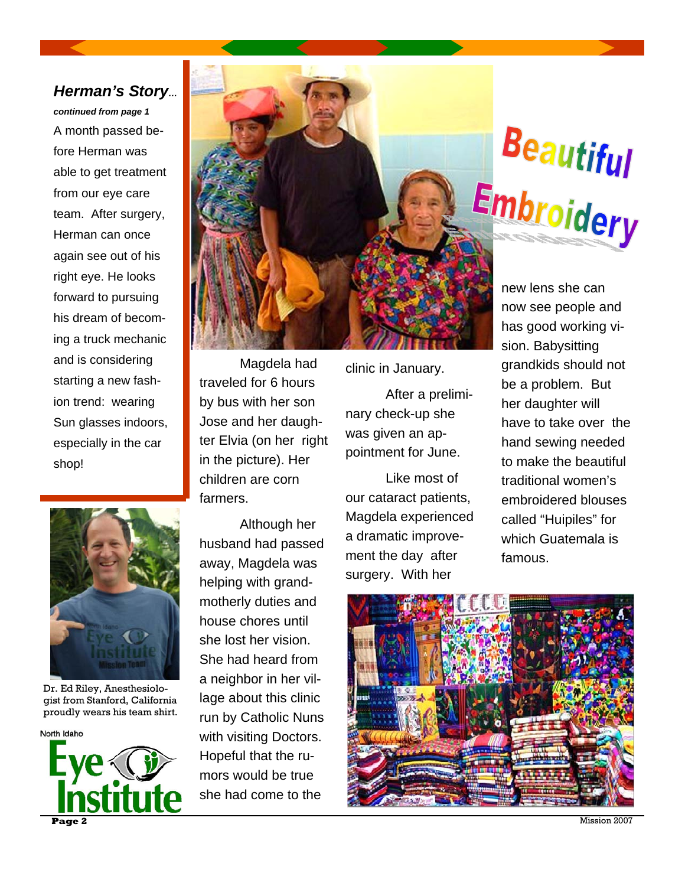## *Herman's Story...*

***continued from page 1***

A month passed before Herman was able to get treatment from our eye care team. After surgery, Herman can once again see out of his right eye. He looks forward to pursuing his dream of becoming a truck mechanic and is considering starting a new fashion trend: wearing Sun glasses indoors, especially in the car shop!

Dr. Ed Riley, Anesthesiologist from Stanford, California proudly wears his team shirt.

North Idaho Eye Institute

## Beautiful Embroidery

Magdela had traveled for 6 hours by bus with her son Jose and her daughter Elvia (on her right in the picture). Her children are corn farmers.

Although her husband had passed away, Magdela was helping with grandmotherly duties and house chores until she lost her vision. She had heard from a neighbor in her village about this clinic run by Catholic Nuns with visiting Doctors. Hopeful that the rumors would be true she had come to the clinic in January.

After a preliminary check-up she was given an appointment for June.

Like most of our cataract patients, Magdela experienced a dramatic improvement the day after surgery. With her new lens she can now see people and has good working vision. Babysitting grandkids should not be a problem. But her daughter will have to take over the hand sewing needed to make the beautiful traditional women's embroidered blouses called "Huipiles" for which Guatemala is famous.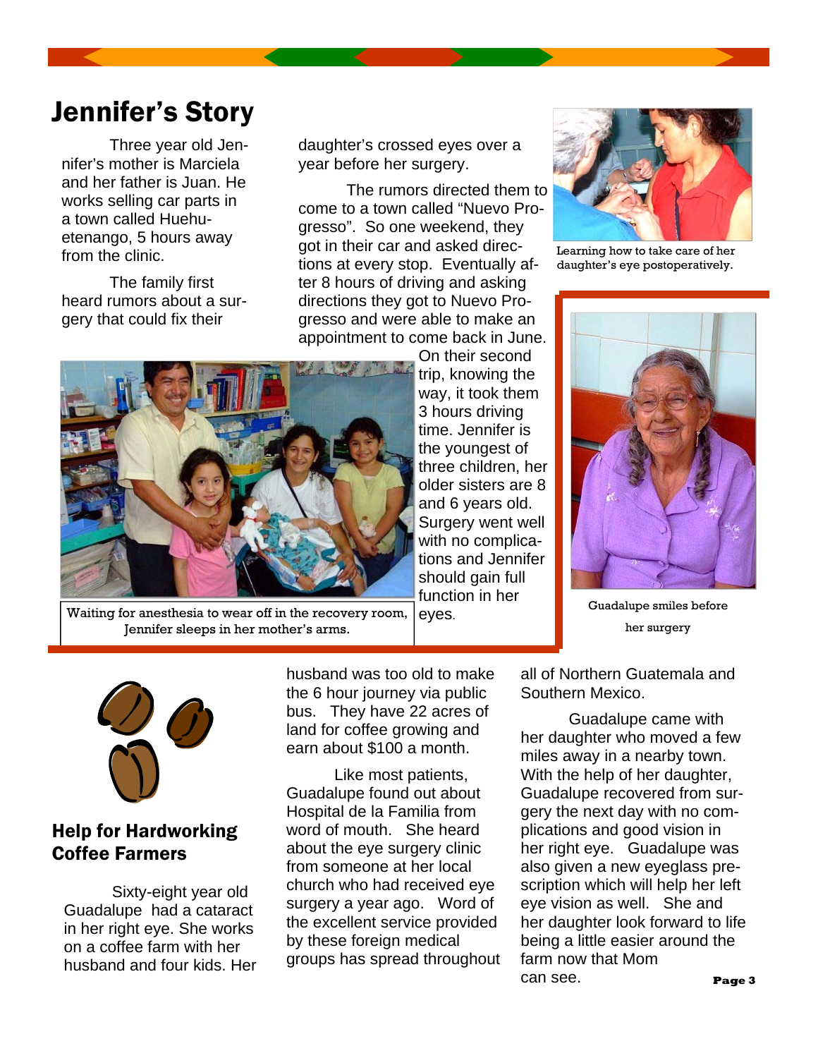# Jennifer's Story

Three year old Jennifer's mother is Marciela and her father is Juan. He works selling car parts in a town called Huehuetenango, 5 hours away from the clinic.

The family first heard rumors about a surgery that could fix their daughter's crossed eyes over a year before her surgery.

The rumors directed them to come to a town called "Nuevo Progresso". So one weekend, they got in their car and asked directions at every stop. Eventually after 8 hours of driving and asking directions they got to Nuevo Progresso and were able to make an appointment to come back in June. On their second trip, knowing the way, it took them 3 hours driving time. Jennifer is the youngest of three children, her older sisters are 8 and 6 years old. Surgery went well with no complications and Jennifer should gain full function in her eyes.

Learning how to take care of her daughter's eye postoperatively.

Waiting for anesthesia to wear off in the recovery room, Jennifer sleeps in her mother's arms.

Guadalupe smiles before her surgery

## Help for Hardworking Coffee Farmers

Sixty-eight year old Guadalupe had a cataract in her right eye. She works on a coffee farm with her husband and four kids. Her husband was too old to make the 6 hour journey via public bus. They have 22 acres of land for coffee growing and earn about $100 a month.

Like most patients, Guadalupe found out about Hospital de la Familia from word of mouth. She heard about the eye surgery clinic from someone at her local church who had received eye surgery a year ago. Word of the excellent service provided by these foreign medical groups has spread throughout all of Northern Guatemala and Southern Mexico.

Guadalupe came with her daughter who moved a few miles away in a nearby town. With the help of her daughter, Guadalupe recovered from surgery the next day with no complications and good vision in her right eye. Guadalupe was also given a new eyeglass prescription which will help her left eye vision as well. She and her daughter look forward to life being a little easier around the farm now that Mom can see.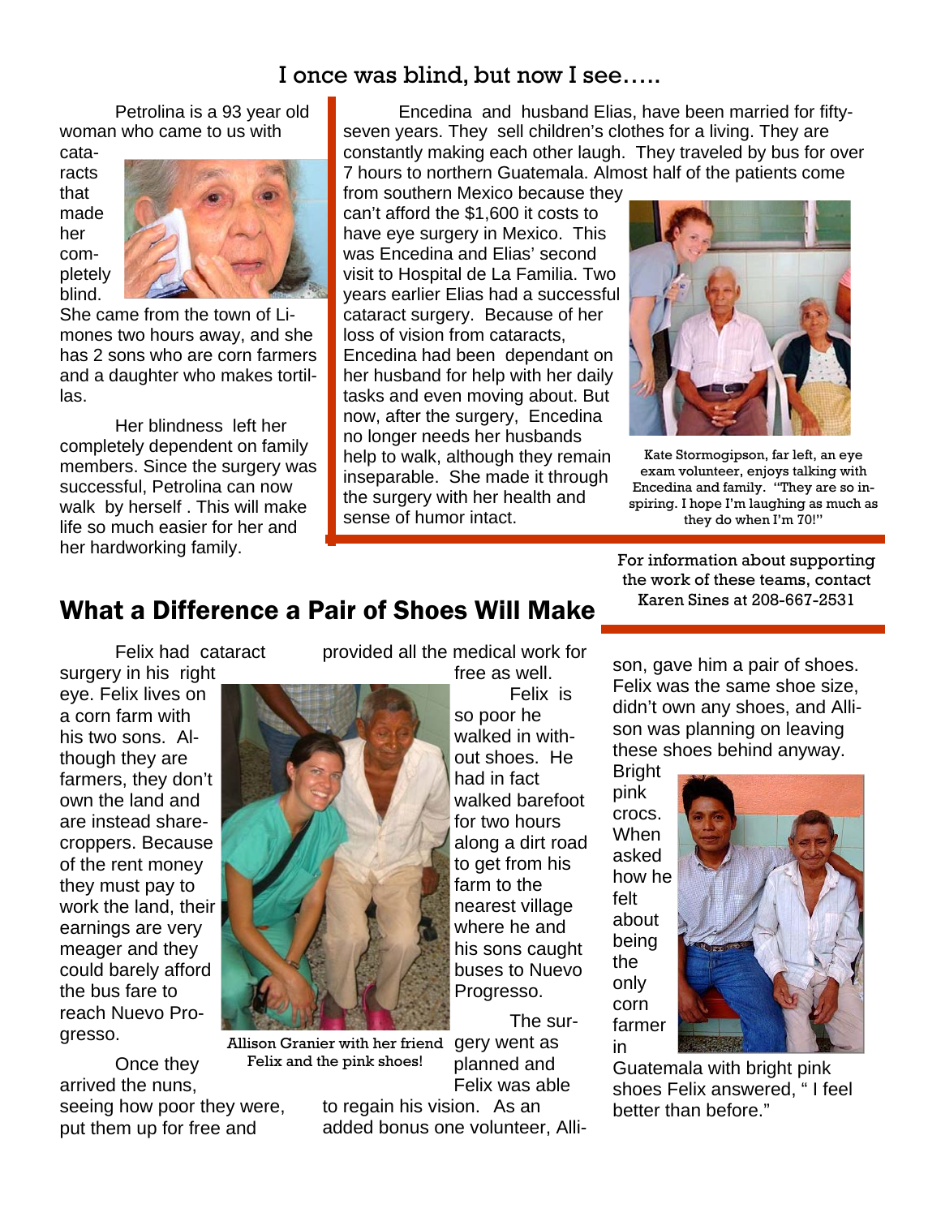## I once was blind, but now I see.....

Petrolina is a 93 year old woman who came to us with cataracts that made her completely blind. She came from the town of Limones two hours away, and she has 2 sons who are corn farmers and a daughter who makes tortillas.

Her blindness left her completely dependent on family members. Since the surgery was successful, Petrolina can now walk by herself . This will make life so much easier for her and her hardworking family.

Encedina and husband Elias, have been married for fifty-seven years. They sell children's clothes for a living. They are constantly making each other laugh. They traveled by bus for over 7 hours to northern Guatemala. Almost half of the patients come from southern Mexico because they can't afford the $1,600 it costs to have eye surgery in Mexico. This was Encedina and Elias' second visit to Hospital de La Familia. Two years earlier Elias had a successful cataract surgery. Because of her loss of vision from cataracts, Encedina had been dependant on her husband for help with her daily tasks and even moving about. But now, after the surgery, Encedina no longer needs her husbands help to walk, although they remain inseparable. She made it through the surgery with her health and sense of humor intact.

Kate Stormogipson, far left, an eye exam volunteer, enjoys talking with Encedina and family. "They are so inspiring. I hope I'm laughing as much as they do when I'm 70!"

For information about supporting the work of these teams, contact Karen Sines at 208-667-2531

## What a Difference a Pair of Shoes Will Make

Felix had cataract surgery in his right eye. Felix lives on a corn farm with his two sons. Although they are farmers, they don't own the land and are instead sharecroppers. Because of the rent money they must pay to work the land, their earnings are very meager and they could barely afford the bus fare to reach Nuevo Progresso.

Once they arrived the nuns, seeing how poor they were, put them up for free and provided all the medical work for free as well.

Felix is so poor he walked in without shoes. He had in fact walked barefoot for two hours along a dirt road to get from his farm to the nearest village where he and his sons caught buses to Nuevo Progresso.

Allison Granier with her friend Felix and the pink shoes!

The surgery went as planned and Felix was able to regain his vision. As an added bonus one volunteer, Allison, gave him a pair of shoes. Felix was the same shoe size, didn't own any shoes, and Allison was planning on leaving these shoes behind anyway. Bright pink crocs. When asked how he felt about being the only corn farmer in Guatemala with bright pink shoes Felix answered, " I feel better than before."